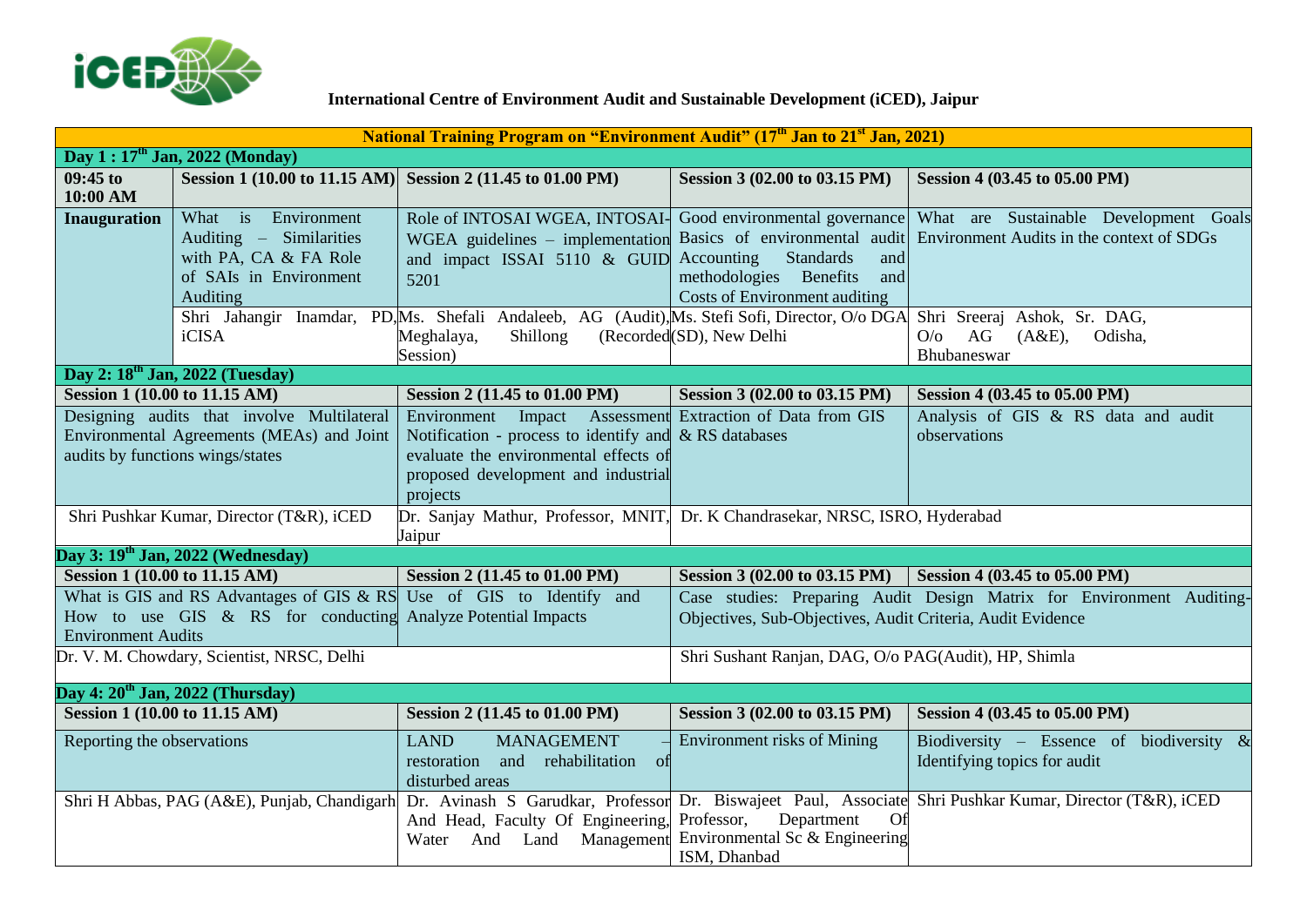**International Centre of Environment Audit and Sustainable Development (iCED), Jaipur**

| National Training Program on "Environment Audit" (17th Jan to 21st Jan, 2021) | | | | |
|---|---|---|---|---|
| **Day 1 : 17th Jan, 2022 (Monday)** | | | | |
| **09:45 to 10:00 AM** | **Session 1 (10.00 to 11.15 AM)** | **Session 2 (11.45 to 01.00 PM)** | **Session 3 (02.00 to 03.15 PM)** | **Session 4 (03.45 to 05.00 PM)** |
| **Inauguration** | What is Environment Auditing – Similarities with PA, CA & FA Role of SAIs in Environment Auditing | Role of INTOSAI WGEA, INTOSAI-WGEA guidelines – implementation and impact ISSAI 5110 & GUID 5201 | Good environmental governance Basics of environmental audit Accounting Standards and methodologies Benefits and Costs of Environment auditing | What are Sustainable Development Goals Environment Audits in the context of SDGs |
| | Shri Jahangir Inamdar, PD, iCISA | Ms. Shefali Andaleeb, AG (Audit), Meghalaya, Shillong (Recorded Session) | Ms. Stefi Sofi, Director, O/o DGA (SD), New Delhi | Shri Sreeraj Ashok, Sr. DAG, O/o AG (A&E), Odisha, Bhubaneswar |
| **Day 2: 18th Jan, 2022 (Tuesday)** | | | | |
| **Session 1 (10.00 to 11.15 AM)** | | **Session 2 (11.45 to 01.00 PM)** | **Session 3 (02.00 to 03.15 PM)** | **Session 4 (03.45 to 05.00 PM)** |
| Designing audits that involve Multilateral Environmental Agreements (MEAs) and Joint audits by functions wings/states | | Environment Impact Assessment Notification - process to identify and evaluate the environmental effects of proposed development and industrial projects | Extraction of Data from GIS & RS databases | Analysis of GIS & RS data and audit observations |
| Shri Pushkar Kumar, Director (T&R), iCED | | Dr. Sanjay Mathur, Professor, MNIT, Jaipur | Dr. K Chandrasekar, NRSC, ISRO, Hyderabad | |
| **Day 3: 19th Jan, 2022 (Wednesday)** | | | | |
| **Session 1 (10.00 to 11.15 AM)** | | **Session 2 (11.45 to 01.00 PM)** | **Session 3 (02.00 to 03.15 PM)** | **Session 4 (03.45 to 05.00 PM)** |
| What is GIS and RS Advantages of GIS & RS How to use GIS & RS for conducting Environment Audits | | Use of GIS to Identify and Analyze Potential Impacts | Case studies: Preparing Audit Design Matrix for Environment Auditing-Objectives, Sub-Objectives, Audit Criteria, Audit Evidence | |
| Dr. V. M. Chowdary, Scientist, NRSC, Delhi | | | Shri Sushant Ranjan, DAG, O/o PAG(Audit), HP, Shimla | |
| **Day 4: 20th Jan, 2022 (Thursday)** | | | | |
| **Session 1 (10.00 to 11.15 AM)** | | **Session 2 (11.45 to 01.00 PM)** | **Session 3 (02.00 to 03.15 PM)** | **Session 4 (03.45 to 05.00 PM)** |
| Reporting the observations | | LAND MANAGEMENT – restoration and rehabilitation of disturbed areas | Environment risks of Mining | Biodiversity – Essence of biodiversity & Identifying topics for audit |
| Shri H Abbas, PAG (A&E), Punjab, Chandigarh | | Dr. Avinash S Garudkar, Professor And Head, Faculty Of Engineering, Water And Land Management | Dr. Biswajeet Paul, Associate Professor, Department Of Environmental Sc & Engineering ISM, Dhanbad | Shri Pushkar Kumar, Director (T&R), iCED |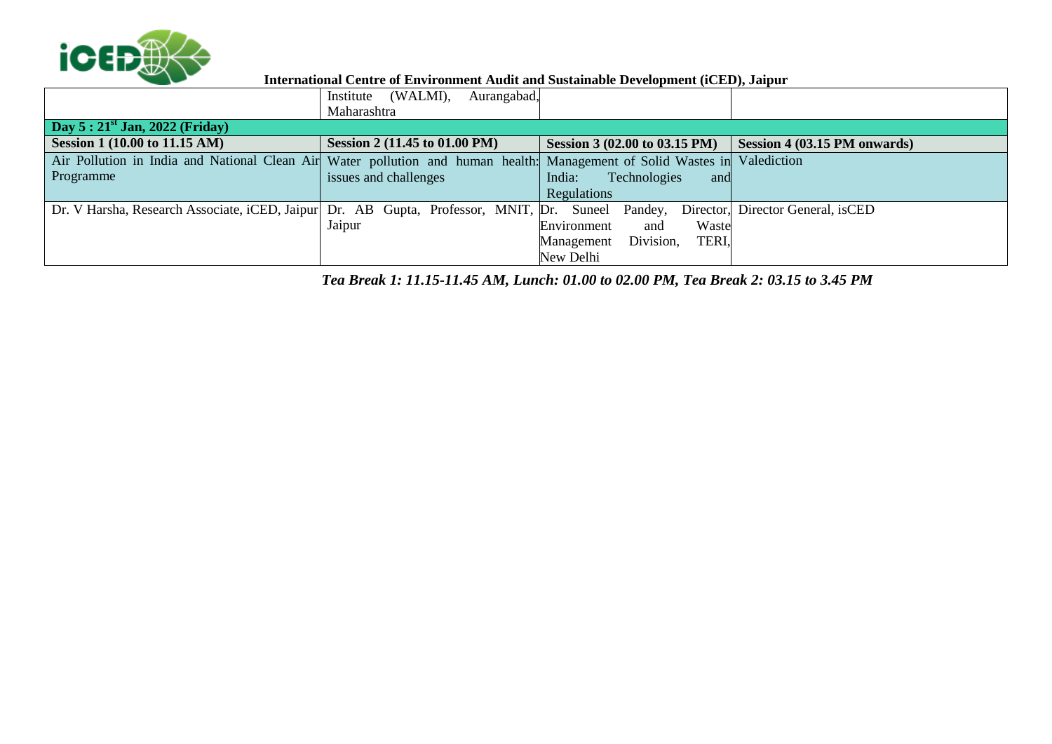**International Centre of Environment Audit and Sustainable Development (iCED), Jaipur**

| | | | |
|---|---|---|---|
| | Institute (WALMI), Aurangabad, Maharashtra | | |
| **Day 5 : 21st Jan, 2022 (Friday)** | | | |
| **Session 1 (10.00 to 11.15 AM)** | **Session 2 (11.45 to 01.00 PM)** | **Session 3 (02.00 to 03.15 PM)** | **Session 4 (03.15 PM onwards)** |
| Air Pollution in India and National Clean Air Programme | Water pollution and human health: issues and challenges | Management of Solid Wastes in India: Technologies and Regulations | Valediction |
| Dr. V Harsha, Research Associate, iCED, Jaipur | Dr. AB Gupta, Professor, MNIT, Jaipur | Dr. Suneel Pandey, Director, Environment and Waste Management Division, TERI, New Delhi | Director General, isCED |

***Tea Break 1: 11.15-11.45 AM, Lunch: 01.00 to 02.00 PM, Tea Break 2: 03.15 to 3.45 PM***